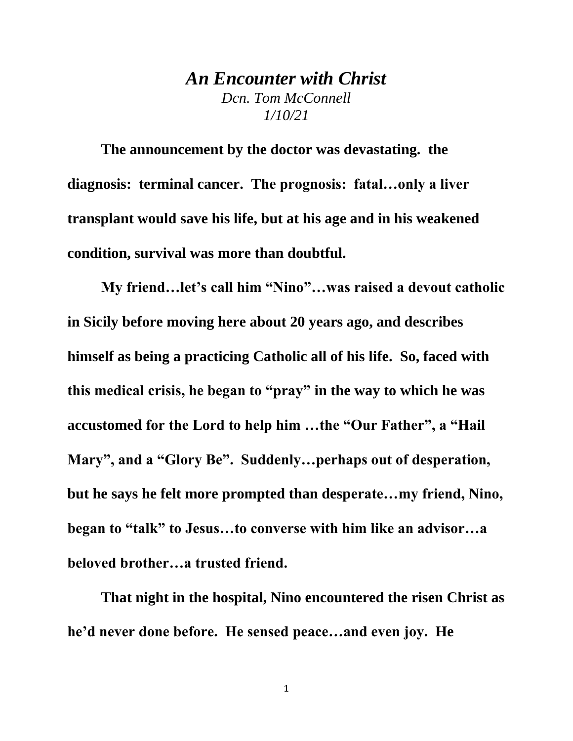# *An Encounter with Christ*

*Dcn. Tom McConnell*
*1/10/21*

**The announcement by the doctor was devastating. the diagnosis: terminal cancer. The prognosis: fatal…only a liver transplant would save his life, but at his age and in his weakened condition, survival was more than doubtful.**

**My friend…let's call him "Nino"…was raised a devout catholic in Sicily before moving here about 20 years ago, and describes himself as being a practicing Catholic all of his life. So, faced with this medical crisis, he began to "pray" in the way to which he was accustomed for the Lord to help him …the "Our Father", a "Hail Mary", and a "Glory Be". Suddenly…perhaps out of desperation, but he says he felt more prompted than desperate…my friend, Nino, began to "talk" to Jesus…to converse with him like an advisor…a beloved brother…a trusted friend.**

**That night in the hospital, Nino encountered the risen Christ as he'd never done before. He sensed peace…and even joy. He**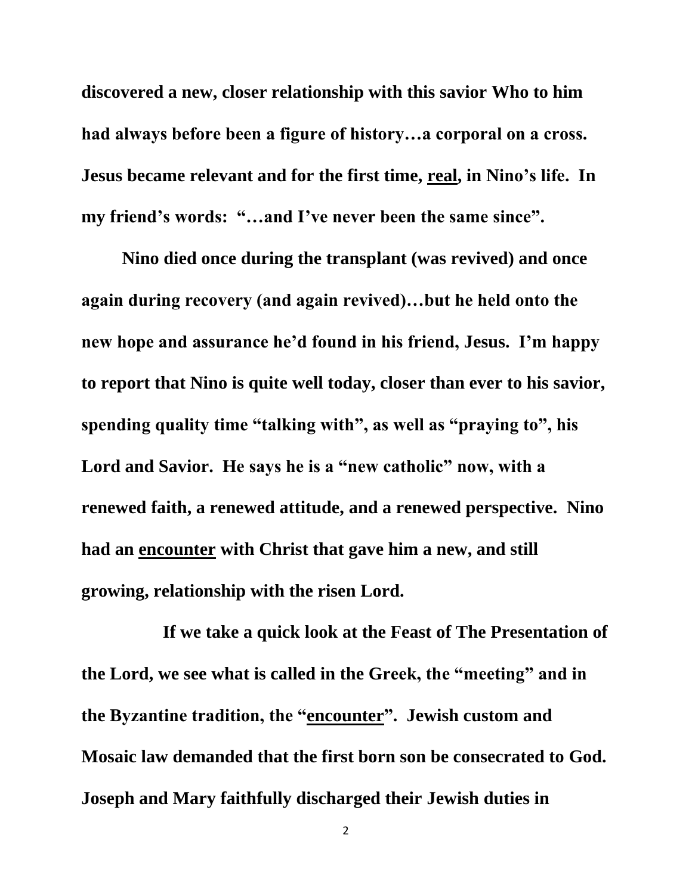**discovered a new, closer relationship with this savior Who to him had always before been a figure of history…a corporal on a cross. Jesus became relevant and for the first time, <u>real</u>, in Nino's life. In my friend's words: "…and I've never been the same since".**

**Nino died once during the transplant (was revived) and once again during recovery (and again revived)…but he held onto the new hope and assurance he'd found in his friend, Jesus. I'm happy to report that Nino is quite well today, closer than ever to his savior, spending quality time "talking with", as well as "praying to", his Lord and Savior. He says he is a "new catholic" now, with a renewed faith, a renewed attitude, and a renewed perspective. Nino had an <u>encounter</u> with Christ that gave him a new, and still growing, relationship with the risen Lord.**

**If we take a quick look at the Feast of The Presentation of the Lord, we see what is called in the Greek, the "meeting" and in the Byzantine tradition, the "<u>encounter</u>". Jewish custom and Mosaic law demanded that the first born son be consecrated to God. Joseph and Mary faithfully discharged their Jewish duties in**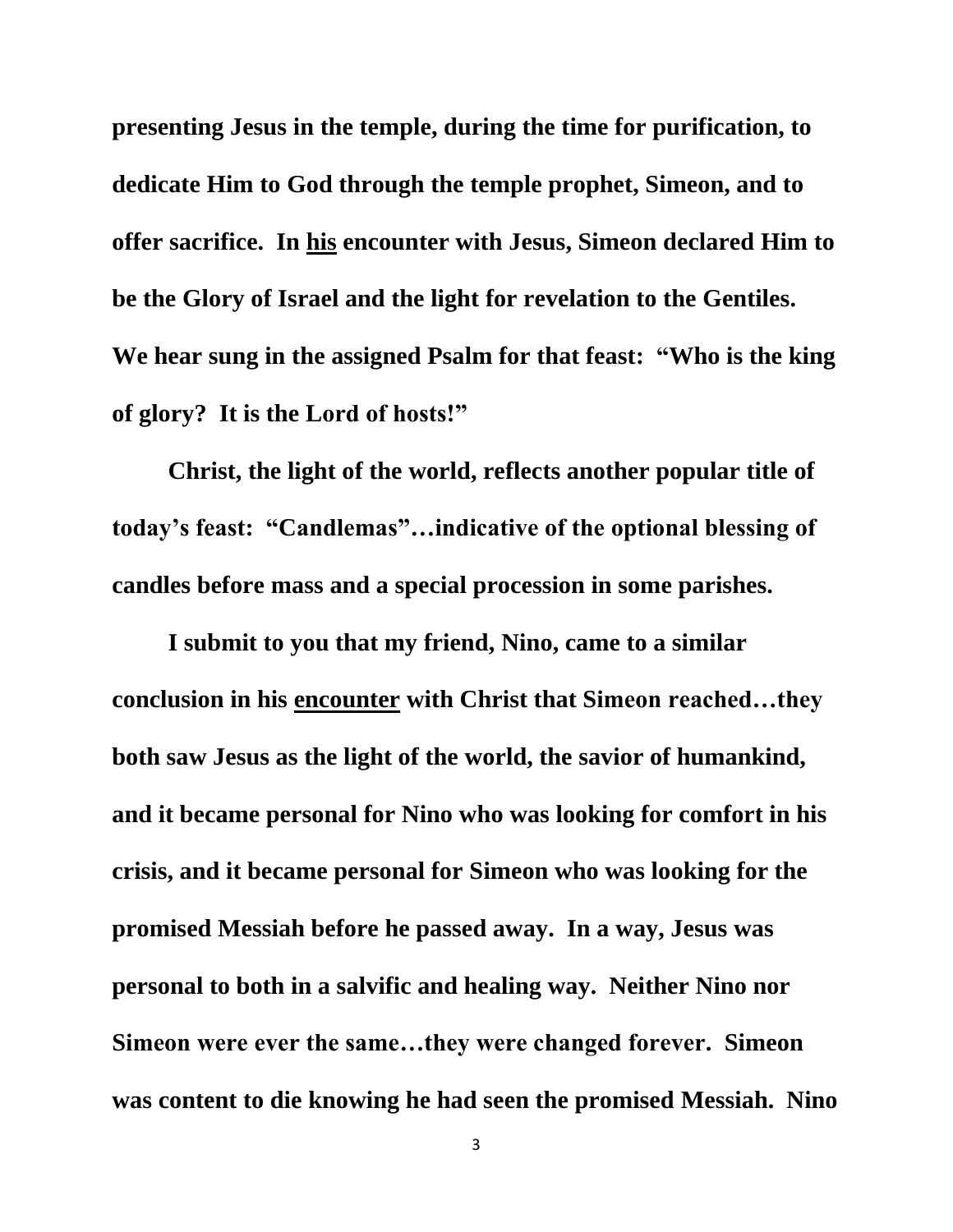**presenting Jesus in the temple, during the time for purification, to dedicate Him to God through the temple prophet, Simeon, and to offer sacrifice. In <u>his</u> encounter with Jesus, Simeon declared Him to be the Glory of Israel and the light for revelation to the Gentiles. We hear sung in the assigned Psalm for that feast: "Who is the king of glory? It is the Lord of hosts!"**

**Christ, the light of the world, reflects another popular title of today's feast: "Candlemas"…indicative of the optional blessing of candles before mass and a special procession in some parishes.**

**I submit to you that my friend, Nino, came to a similar conclusion in his <u>encounter</u> with Christ that Simeon reached…they both saw Jesus as the light of the world, the savior of humankind, and it became personal for Nino who was looking for comfort in his crisis, and it became personal for Simeon who was looking for the promised Messiah before he passed away. In a way, Jesus was personal to both in a salvific and healing way. Neither Nino nor Simeon were ever the same…they were changed forever. Simeon was content to die knowing he had seen the promised Messiah. Nino**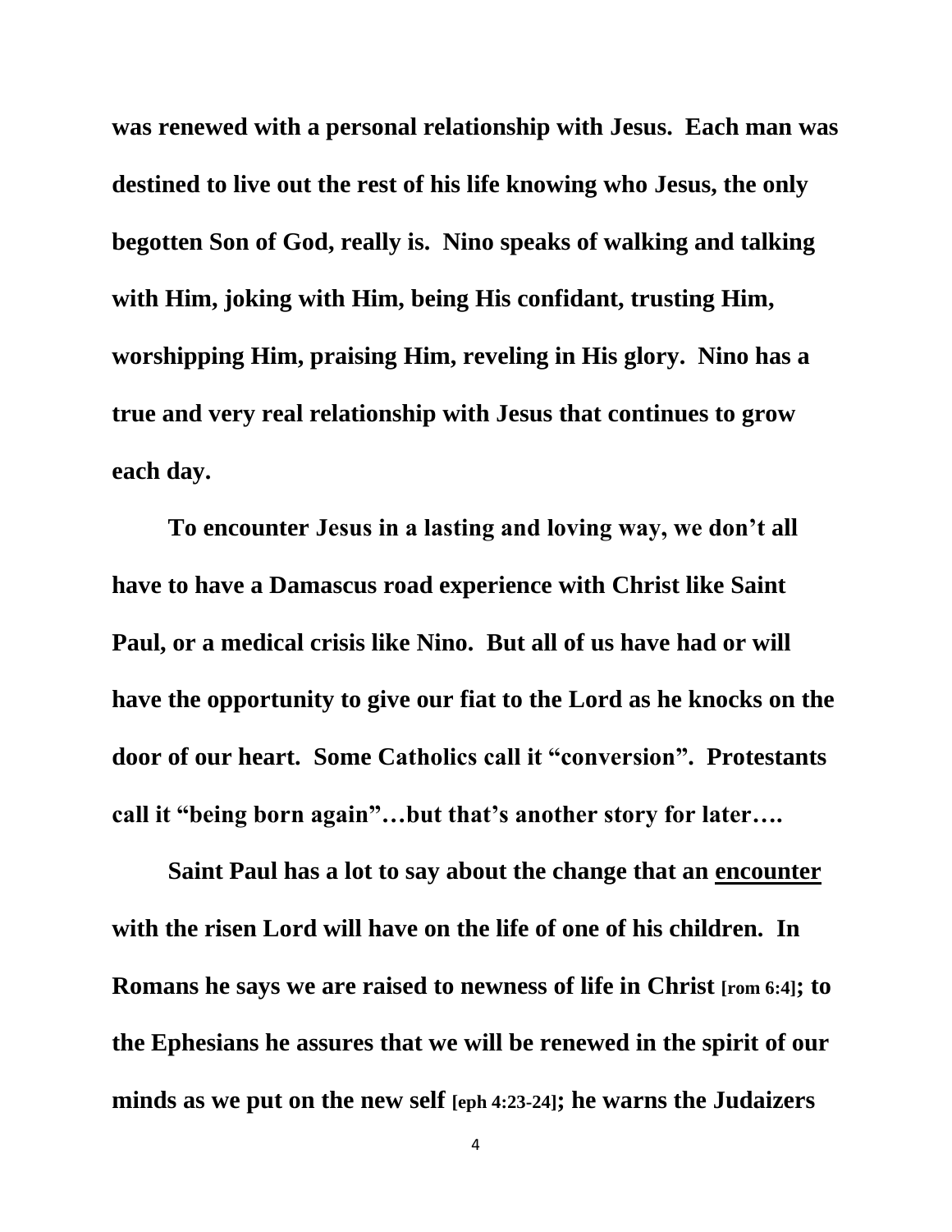**was renewed with a personal relationship with Jesus. Each man was destined to live out the rest of his life knowing who Jesus, the only begotten Son of God, really is. Nino speaks of walking and talking with Him, joking with Him, being His confidant, trusting Him, worshipping Him, praising Him, reveling in His glory. Nino has a true and very real relationship with Jesus that continues to grow each day.**

**To encounter Jesus in a lasting and loving way, we don't all have to have a Damascus road experience with Christ like Saint Paul, or a medical crisis like Nino. But all of us have had or will have the opportunity to give our fiat to the Lord as he knocks on the door of our heart. Some Catholics call it "conversion". Protestants call it "being born again"…but that's another story for later….**

**Saint Paul has a lot to say about the change that an <u>encounter</u> with the risen Lord will have on the life of one of his children. In Romans he says we are raised to newness of life in Christ [rom 6:4]; to the Ephesians he assures that we will be renewed in the spirit of our minds as we put on the new self [eph 4:23-24]; he warns the Judaizers**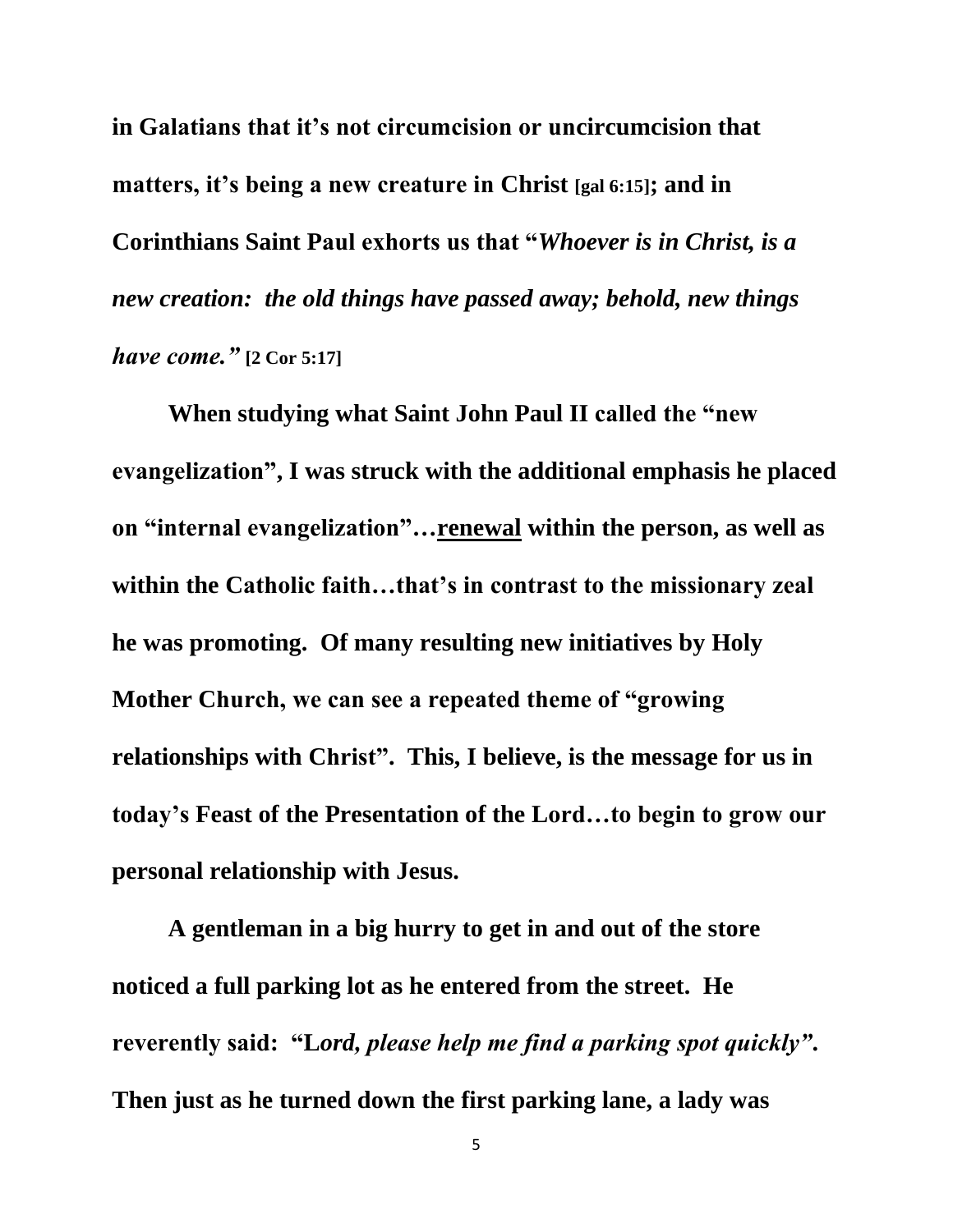**in Galatians that it's not circumcision or uncircumcision that matters, it's being a new creature in Christ [gal 6:15]; and in Corinthians Saint Paul exhorts us that "*Whoever is in Christ, is a new creation: the old things have passed away; behold, new things have come."* [2 Cor 5:17]**

**When studying what Saint John Paul II called the "new evangelization", I was struck with the additional emphasis he placed on "internal evangelization"…<u>renewal</u> within the person, as well as within the Catholic faith…that's in contrast to the missionary zeal he was promoting. Of many resulting new initiatives by Holy Mother Church, we can see a repeated theme of "growing relationships with Christ". This, I believe, is the message for us in today's Feast of the Presentation of the Lord…to begin to grow our personal relationship with Jesus.**

**A gentleman in a big hurry to get in and out of the store noticed a full parking lot as he entered from the street. He reverently said: "L*ord, please help me find a parking spot quickly".* Then just as he turned down the first parking lane, a lady was**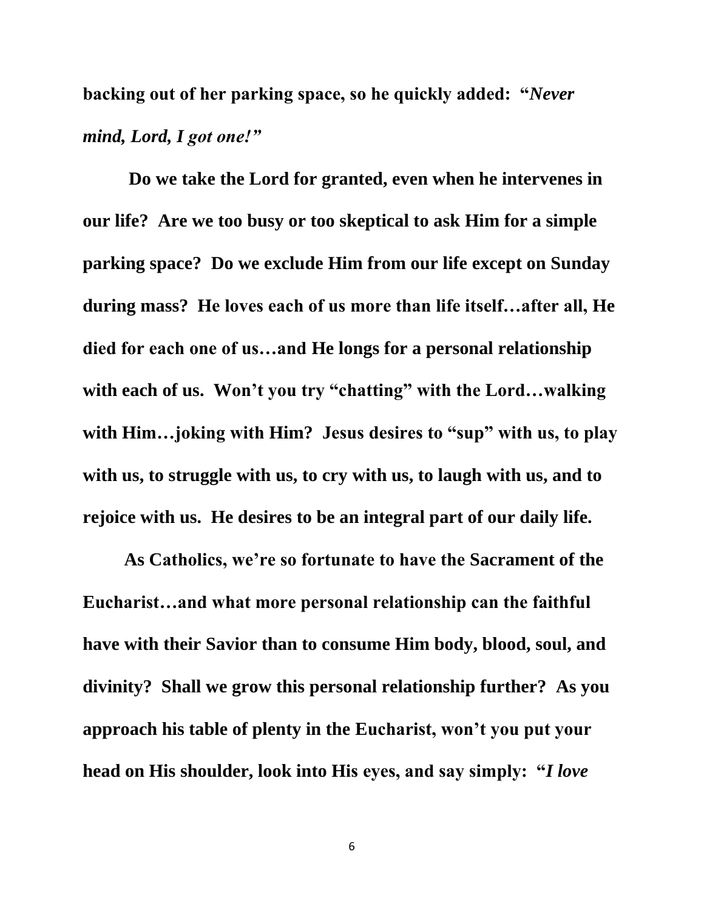**backing out of her parking space, so he quickly added: "*Never mind, Lord, I got one!*"**

**Do we take the Lord for granted, even when he intervenes in our life? Are we too busy or too skeptical to ask Him for a simple parking space? Do we exclude Him from our life except on Sunday during mass? He loves each of us more than life itself…after all, He died for each one of us…and He longs for a personal relationship with each of us. Won't you try "chatting" with the Lord…walking with Him…joking with Him? Jesus desires to "sup" with us, to play with us, to struggle with us, to cry with us, to laugh with us, and to rejoice with us. He desires to be an integral part of our daily life.**

**As Catholics, we're so fortunate to have the Sacrament of the Eucharist…and what more personal relationship can the faithful have with their Savior than to consume Him body, blood, soul, and divinity? Shall we grow this personal relationship further? As you approach his table of plenty in the Eucharist, won't you put your head on His shoulder, look into His eyes, and say simply: "*I love***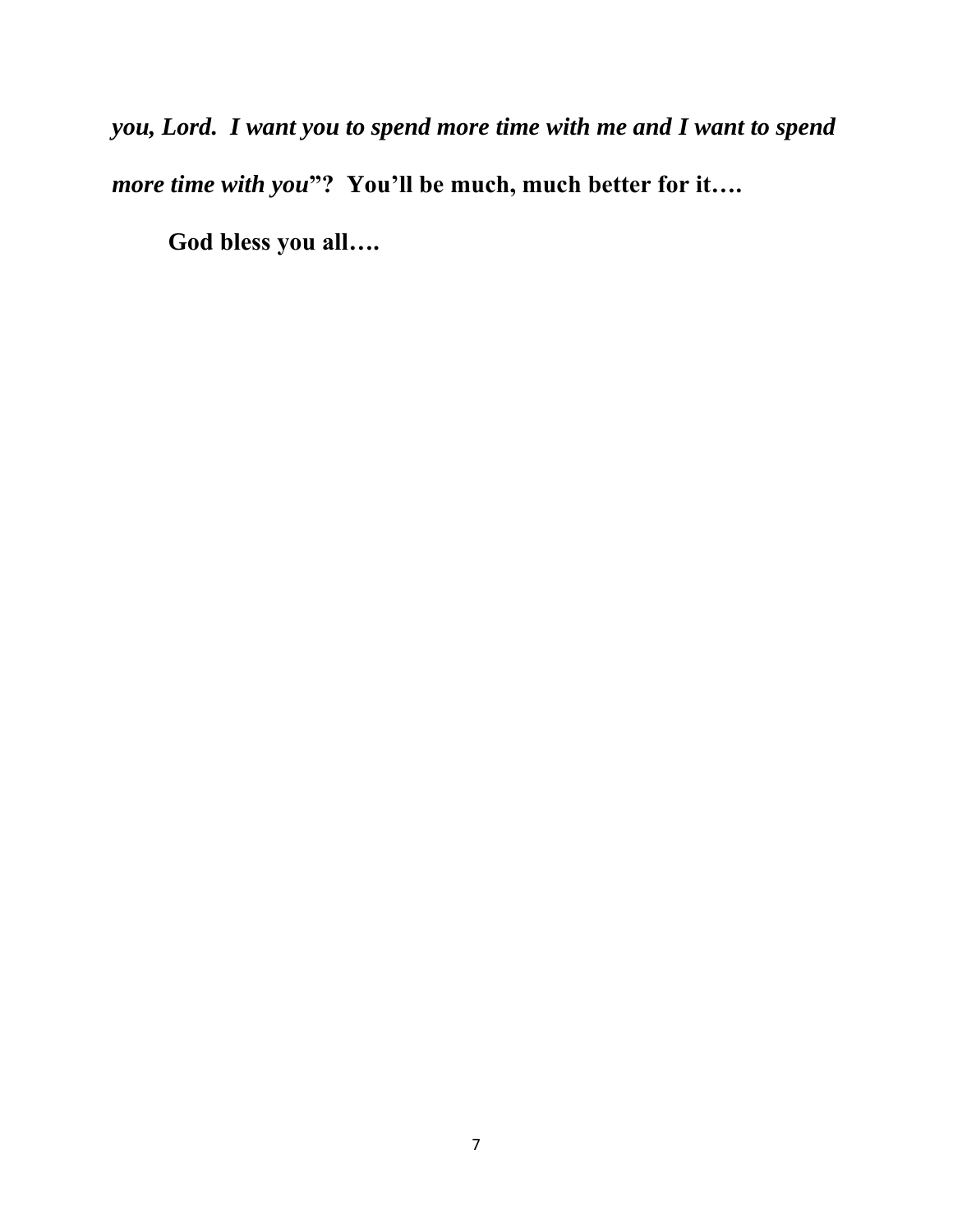***you, Lord. I want you to spend more time with me and I want to spend more time with you*"? You'll be much, much better for it….**

**God bless you all….**